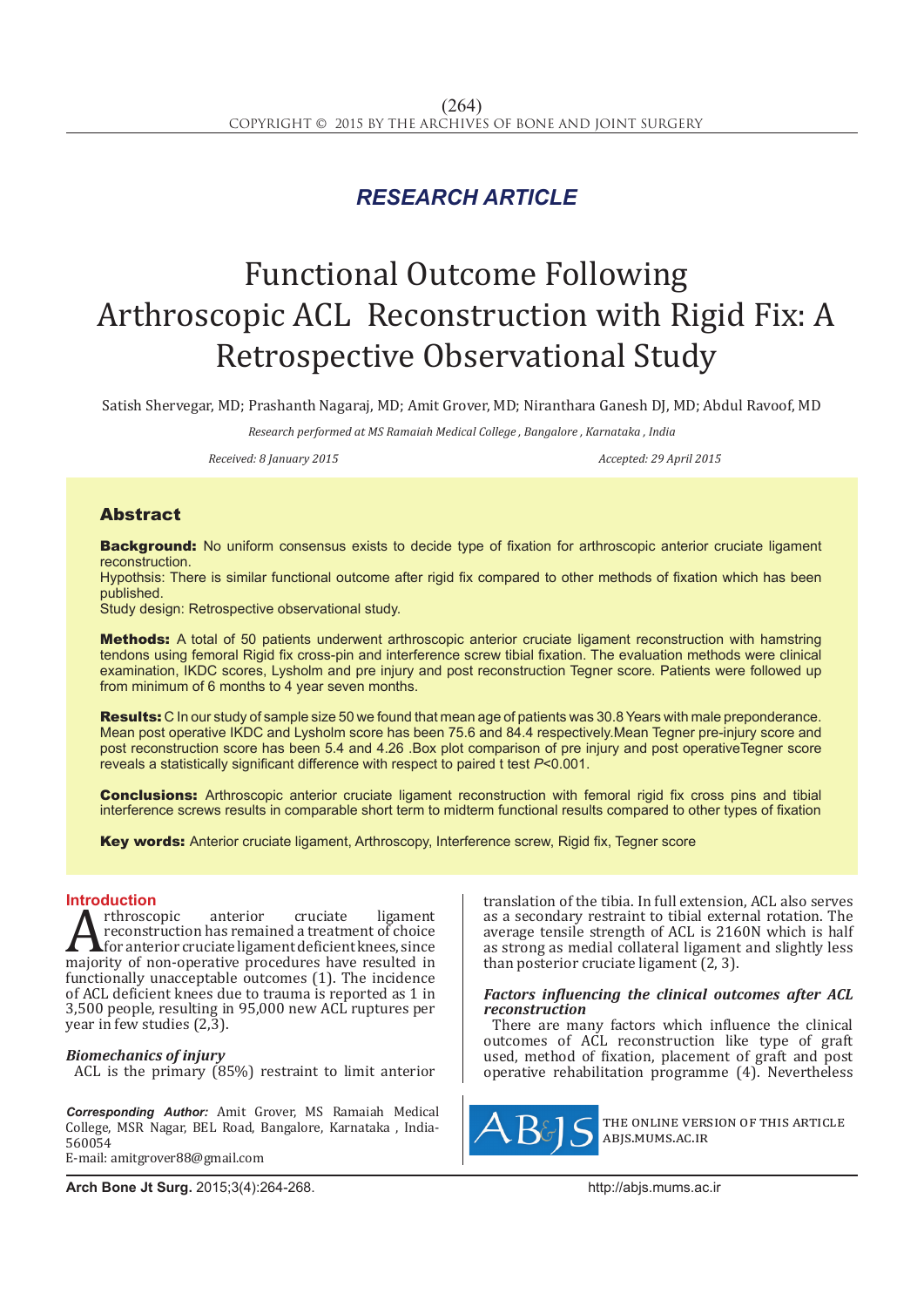*RESEARCH ARTICLE*

# Functional Outcome Following Arthroscopic ACL Reconstruction with Rigid Fix: A Retrospective Observational Study

Satish Shervegar, MD; Prashanth Nagaraj, MD; Amit Grover, MD; Niranthara Ganesh DJ, MD; Abdul Ravoof, MD

*Research performed at MS Ramaiah Medical College , Bangalore , Karnataka , India*

*Received: 8 January 2015*

*Accepted: 29 April 2015*

## Abstract

**Background:** No uniform consensus exists to decide type of fixation for arthroscopic anterior cruciate ligament reconstruction.
Hypothsis: There is similar functional outcome after rigid fix compared to other methods of fixation which has been published.
Study design: Retrospective observational study.

**Methods:** A total of 50 patients underwent arthroscopic anterior cruciate ligament reconstruction with hamstring tendons using femoral Rigid fix cross-pin and interference screw tibial fixation. The evaluation methods were clinical examination, IKDC scores, Lysholm and pre injury and post reconstruction Tegner score. Patients were followed up from minimum of 6 months to 4 year seven months.

**Results:** C In our study of sample size 50 we found that mean age of patients was 30.8 Years with male preponderance. Mean post operative IKDC and Lysholm score has been 75.6 and 84.4 respectively.Mean Tegner pre-injury score and post reconstruction score has been 5.4 and 4.26 .Box plot comparison of pre injury and post operativeTegner score reveals a statistically significant difference with respect to paired t test *P*<0.001.

**Conclusions:** Arthroscopic anterior cruciate ligament reconstruction with femoral rigid fix cross pins and tibial interference screws results in comparable short term to midterm functional results compared to other types of fixation

**Key words:** Anterior cruciate ligament, Arthroscopy, Interference screw, Rigid fix, Tegner score

## Introduction

Arthroscopic anterior cruciate ligament reconstruction has remained a treatment of choice for anterior cruciate ligament deficient knees, since majority of non-operative procedures have resulted in functionally unacceptable outcomes (1). The incidence of ACL deficient knees due to trauma is reported as 1 in 3,500 people, resulting in 95,000 new ACL ruptures per year in few studies (2,3).

### *Biomechanics of injury*

ACL is the primary (85%) restraint to limit anterior translation of the tibia. In full extension, ACL also serves as a secondary restraint to tibial external rotation. The average tensile strength of ACL is 2160N which is half as strong as medial collateral ligament and slightly less than posterior cruciate ligament (2, 3).

### *Factors influencing the clinical outcomes after ACL reconstruction*

There are many factors which influence the clinical outcomes of ACL reconstruction like type of graft used, method of fixation, placement of graft and post operative rehabilitation programme (4). Nevertheless

***Corresponding Author:*** Amit Grover, MS Ramaiah Medical College, MSR Nagar, BEL Road, Bangalore, Karnataka , India-560054
E-mail: amitgrover88@gmail.com

THE ONLINE VERSION OF THIS ARTICLE ABJS.MUMS.AC.IR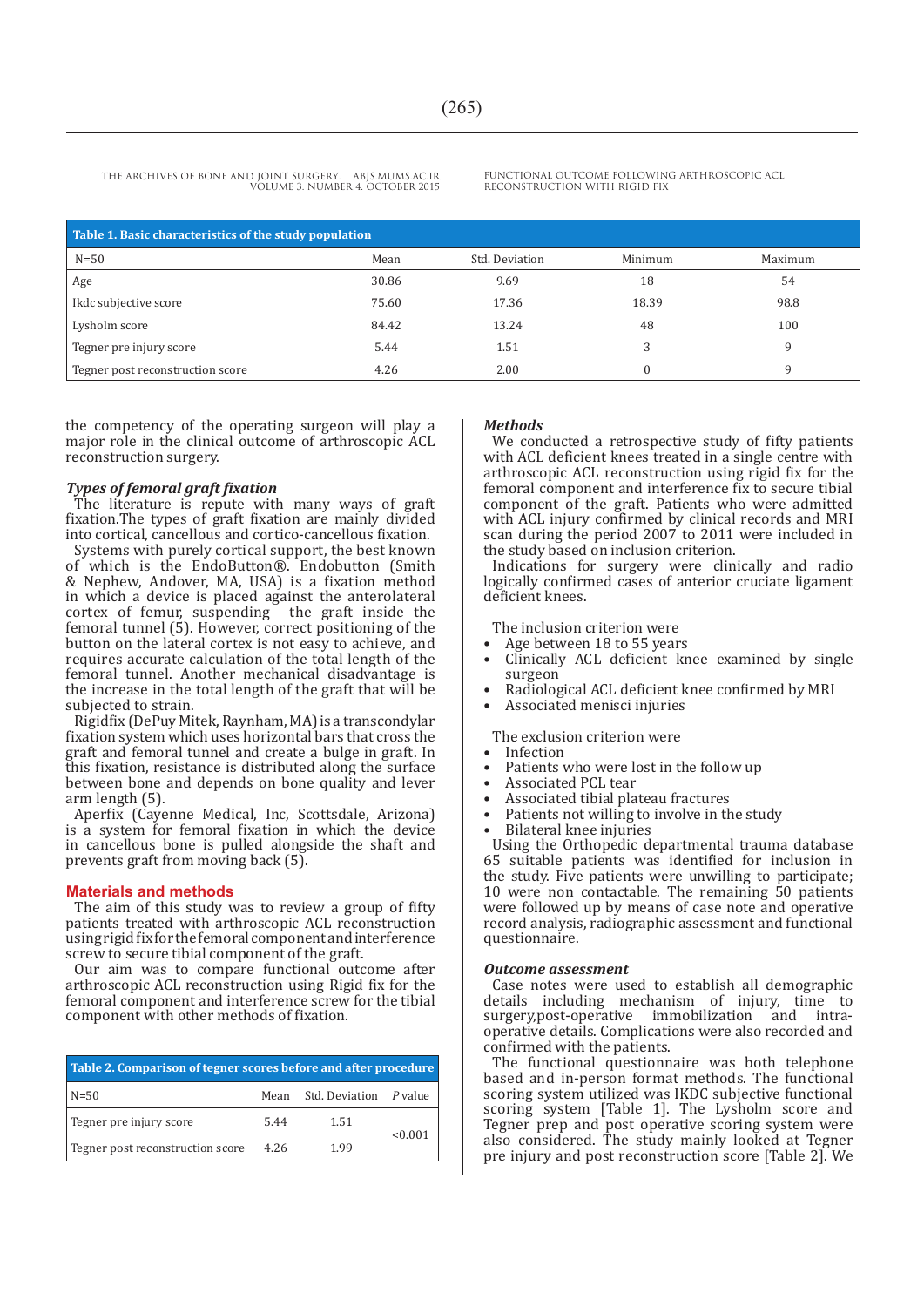| Table 1. Basic characteristics of the study population | | | | |
|---|---|---|---|---|
| N=50 | Mean | Std. Deviation | Minimum | Maximum |
| Age | 30.86 | 9.69 | 18 | 54 |
| Ikdc subjective score | 75.60 | 17.36 | 18.39 | 98.8 |
| Lysholm score | 84.42 | 13.24 | 48 | 100 |
| Tegner pre injury score | 5.44 | 1.51 | 3 | 9 |
| Tegner post reconstruction score | 4.26 | 2.00 | 0 | 9 |

the competency of the operating surgeon will play a major role in the clinical outcome of arthroscopic ACL reconstruction surgery.

### *Types of femoral graft fixation*

The literature is repute with many ways of graft fixation.The types of graft fixation are mainly divided into cortical, cancellous and cortico-cancellous fixation.

Systems with purely cortical support, the best known of which is the EndoButton®. Endobutton (Smith & Nephew, Andover, MA, USA) is a fixation method in which a device is placed against the anterolateral cortex of femur, suspending the graft inside the femoral tunnel (5). However, correct positioning of the button on the lateral cortex is not easy to achieve, and requires accurate calculation of the total length of the femoral tunnel. Another mechanical disadvantage is the increase in the total length of the graft that will be subjected to strain.

Rigidfix (DePuy Mitek, Raynham, MA) is a transcondylar fixation system which uses horizontal bars that cross the graft and femoral tunnel and create a bulge in graft. In this fixation, resistance is distributed along the surface between bone and depends on bone quality and lever arm length (5).

Aperfix (Cayenne Medical, Inc, Scottsdale, Arizona) is a system for femoral fixation in which the device in cancellous bone is pulled alongside the shaft and prevents graft from moving back (5).

## Materials and methods

The aim of this study was to review a group of fifty patients treated with arthroscopic ACL reconstruction using rigid fix for the femoral component and interference screw to secure tibial component of the graft.

Our aim was to compare functional outcome after arthroscopic ACL reconstruction using Rigid fix for the femoral component and interference screw for the tibial component with other methods of fixation.

| Table 2. Comparison of tegner scores before and after procedure | | | |
|---|---|---|---|
| N=50 | Mean | Std. Deviation | *P* value |
| Tegner pre injury score | 5.44 | 1.51 | <0.001 |
| Tegner post reconstruction score | 4.26 | 1.99 | |

### *Methods*

We conducted a retrospective study of fifty patients with ACL deficient knees treated in a single centre with arthroscopic ACL reconstruction using rigid fix for the femoral component and interference fix to secure tibial component of the graft. Patients who were admitted with ACL injury confirmed by clinical records and MRI scan during the period 2007 to 2011 were included in the study based on inclusion criterion.

Indications for surgery were clinically and radio logically confirmed cases of anterior cruciate ligament deficient knees.

The inclusion criterion were

- Age between 18 to 55 years
- Clinically ACL deficient knee examined by single surgeon
- Radiological ACL deficient knee confirmed by MRI
- Associated menisci injuries

The exclusion criterion were

- Infection
- Patients who were lost in the follow up
- Associated PCL tear
- Associated tibial plateau fractures
- Patients not willing to involve in the study
- Bilateral knee injuries

Using the Orthopedic departmental trauma database 65 suitable patients was identified for inclusion in the study. Five patients were unwilling to participate; 10 were non contactable. The remaining 50 patients were followed up by means of case note and operative record analysis, radiographic assessment and functional questionnaire.

### *Outcome assessment*

Case notes were used to establish all demographic details including mechanism of injury, time to surgery,post-operative immobilization and intra-operative details. Complications were also recorded and confirmed with the patients.

The functional questionnaire was both telephone based and in-person format methods. The functional scoring system utilized was IKDC subjective functional scoring system [Table 1]. The Lysholm score and Tegner prep and post operative scoring system were also considered. The study mainly looked at Tegner pre injury and post reconstruction score [Table 2]. We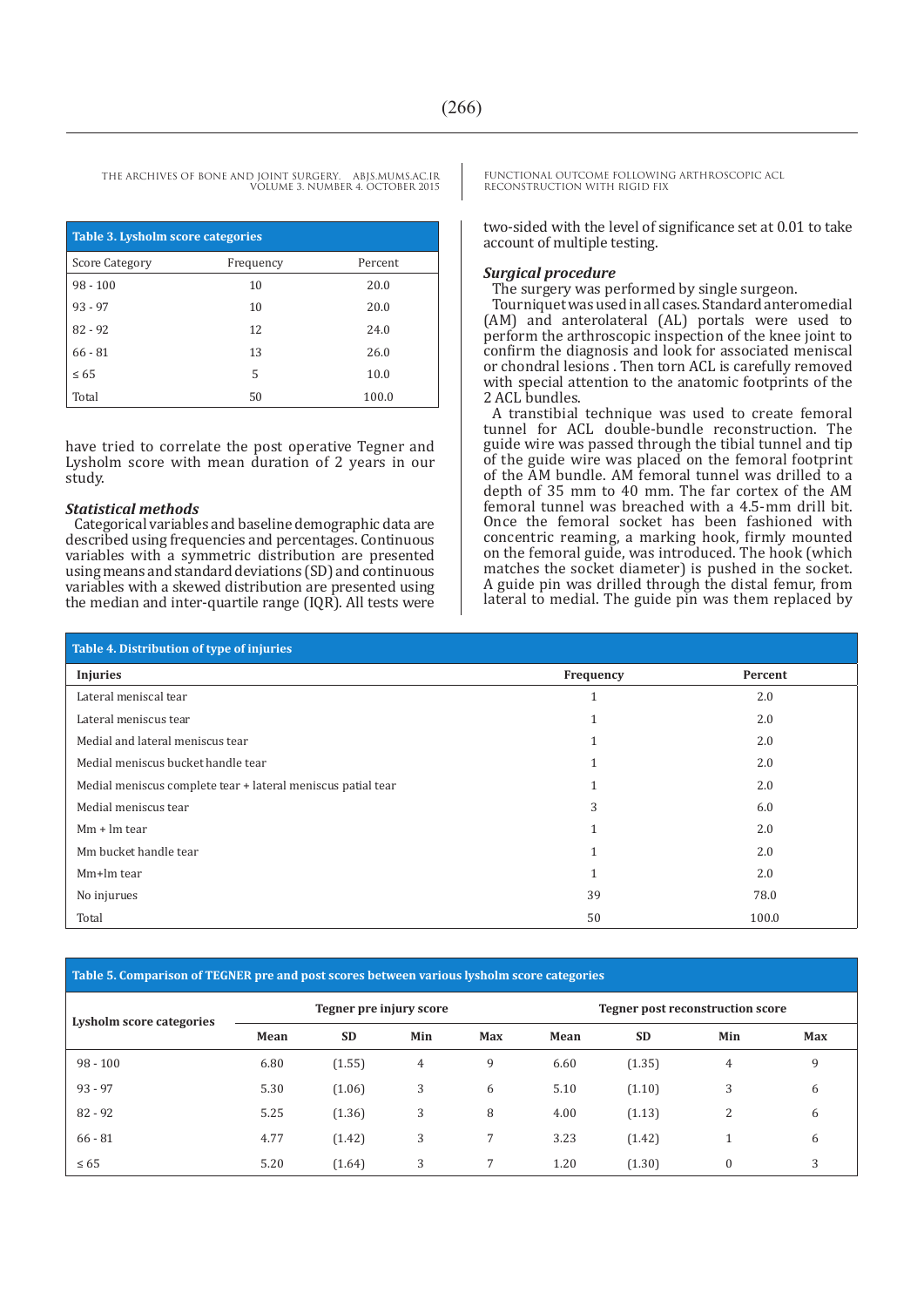**Table 3. Lysholm score categories**

| Score Category | Frequency | Percent |
|---|---|---|
| 98 - 100 | 10 | 20.0 |
| 93 - 97 | 10 | 20.0 |
| 82 - 92 | 12 | 24.0 |
| 66 - 81 | 13 | 26.0 |
| ≤ 65 | 5 | 10.0 |
| Total | 50 | 100.0 |

have tried to correlate the post operative Tegner and Lysholm score with mean duration of 2 years in our study.

### *Statistical methods*

Categorical variables and baseline demographic data are described using frequencies and percentages. Continuous variables with a symmetric distribution are presented using means and standard deviations (SD) and continuous variables with a skewed distribution are presented using the median and inter-quartile range (IQR). All tests were two-sided with the level of significance set at 0.01 to take account of multiple testing.

### *Surgical procedure*

The surgery was performed by single surgeon.

Tourniquet was used in all cases. Standard anteromedial (AM) and anterolateral (AL) portals were used to perform the arthroscopic inspection of the knee joint to confirm the diagnosis and look for associated meniscal or chondral lesions . Then torn ACL is carefully removed with special attention to the anatomic footprints of the 2 ACL bundles.

A transtibial technique was used to create femoral tunnel for ACL double-bundle reconstruction. The guide wire was passed through the tibial tunnel and tip of the guide wire was placed on the femoral footprint of the AM bundle. AM femoral tunnel was drilled to a depth of 35 mm to 40 mm. The far cortex of the AM femoral tunnel was breached with a 4.5-mm drill bit. Once the femoral socket has been fashioned with concentric reaming, a marking hook, firmly mounted on the femoral guide, was introduced. The hook (which matches the socket diameter) is pushed in the socket. A guide pin was drilled through the distal femur, from lateral to medial. The guide pin was them replaced by

**Table 4. Distribution of type of injuries**

| Injuries | Frequency | Percent |
|---|---|---|
| Lateral meniscal tear | 1 | 2.0 |
| Lateral meniscus tear | 1 | 2.0 |
| Medial and lateral meniscus tear | 1 | 2.0 |
| Medial meniscus bucket handle tear | 1 | 2.0 |
| Medial meniscus complete tear + lateral meniscus patial tear | 1 | 2.0 |
| Medial meniscus tear | 3 | 6.0 |
| Mm + lm tear | 1 | 2.0 |
| Mm bucket handle tear | 1 | 2.0 |
| Mm+lm tear | 1 | 2.0 |
| No injurues | 39 | 78.0 |
| Total | 50 | 100.0 |

**Table 5. Comparison of TEGNER pre and post scores between various lysholm score categories**

| Lysholm score categories | Tegner pre injury score | | | | Tegner post reconstruction score | | | |
|---|---|---|---|---|---|---|---|---|
| | Mean | SD | Min | Max | Mean | SD | Min | Max |
| 98 - 100 | 6.80 | (1.55) | 4 | 9 | 6.60 | (1.35) | 4 | 9 |
| 93 - 97 | 5.30 | (1.06) | 3 | 6 | 5.10 | (1.10) | 3 | 6 |
| 82 - 92 | 5.25 | (1.36) | 3 | 8 | 4.00 | (1.13) | 2 | 6 |
| 66 - 81 | 4.77 | (1.42) | 3 | 7 | 3.23 | (1.42) | 1 | 6 |
| ≤ 65 | 5.20 | (1.64) | 3 | 7 | 1.20 | (1.30) | 0 | 3 |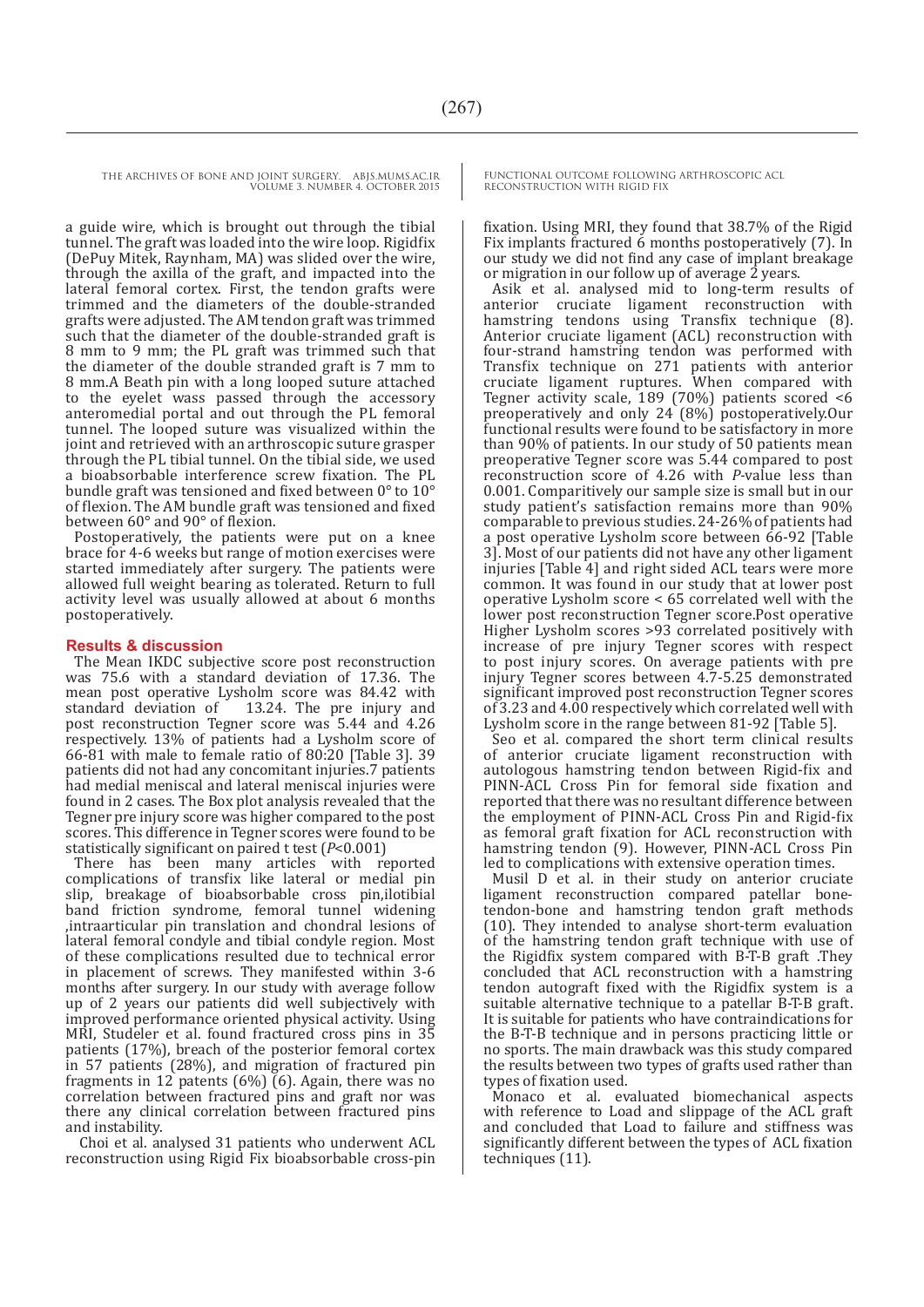a guide wire, which is brought out through the tibial tunnel. The graft was loaded into the wire loop. Rigidfix (DePuy Mitek, Raynham, MA) was slided over the wire, through the axilla of the graft, and impacted into the lateral femoral cortex. First, the tendon grafts were trimmed and the diameters of the double-stranded grafts were adjusted. The AM tendon graft was trimmed such that the diameter of the double-stranded graft is 8 mm to 9 mm; the PL graft was trimmed such that the diameter of the double stranded graft is 7 mm to 8 mm.A Beath pin with a long looped suture attached to the eyelet wass passed through the accessory anteromedial portal and out through the PL femoral tunnel. The looped suture was visualized within the joint and retrieved with an arthroscopic suture grasper through the PL tibial tunnel. On the tibial side, we used a bioabsorbable interference screw fixation. The PL bundle graft was tensioned and fixed between 0° to 10° of flexion. The AM bundle graft was tensioned and fixed between 60° and 90° of flexion.

Postoperatively, the patients were put on a knee brace for 4-6 weeks but range of motion exercises were started immediately after surgery. The patients were allowed full weight bearing as tolerated. Return to full activity level was usually allowed at about 6 months postoperatively.

## Results & discussion

The Mean IKDC subjective score post reconstruction was 75.6 with a standard deviation of 17.36. The mean post operative Lysholm score was 84.42 with standard deviation of 13.24. The pre injury and post reconstruction Tegner score was 5.44 and 4.26 respectively. 13% of patients had a Lysholm score of 66-81 with male to female ratio of 80:20 [Table 3]. 39 patients did not had any concomitant injuries.7 patients had medial meniscal and lateral meniscal injuries were found in 2 cases. The Box plot analysis revealed that the Tegner pre injury score was higher compared to the post scores. This difference in Tegner scores were found to be statistically significant on paired t test ($P$<0.001)

There has been many articles with reported complications of transfix like lateral or medial pin slip, breakage of bioabsorbable cross pin,ilotibial band friction syndrome, femoral tunnel widening ,intraarticular pin translation and chondral lesions of lateral femoral condyle and tibial condyle region. Most of these complications resulted due to technical error in placement of screws. They manifested within 3-6 months after surgery. In our study with average follow up of 2 years our patients did well subjectively with improved performance oriented physical activity. Using MRI, Studeler et al. found fractured cross pins in 35 patients (17%), breach of the posterior femoral cortex in 57 patients (28%), and migration of fractured pin fragments in 12 patients (6%) (6). Again, there was no correlation between fractured pins and graft nor was there any clinical correlation between fractured pins and instability.

Choi et al. analysed 31 patients who underwent ACL reconstruction using Rigid Fix bioabsorbable cross-pin fixation. Using MRI, they found that 38.7% of the Rigid Fix implants fractured 6 months postoperatively (7). In our study we did not find any case of implant breakage or migration in our follow up of average 2 years.

Asik et al. analysed mid to long-term results of anterior cruciate ligament reconstruction with hamstring tendons using Transfix technique (8). Anterior cruciate ligament (ACL) reconstruction with four-strand hamstring tendon was performed with Transfix technique on 271 patients with anterior cruciate ligament ruptures. When compared with Tegner activity scale, 189 (70%) patients scored <6 preoperatively and only 24 (8%) postoperatively.Our functional results were found to be satisfactory in more than 90% of patients. In our study of 50 patients mean preoperative Tegner score was 5.44 compared to post reconstruction score of 4.26 with $P$-value less than 0.001. Comparitively our sample size is small but in our study patient's satisfaction remains more than 90% comparable to previous studies. 24-26% of patients had a post operative Lysholm score between 66-92 [Table 3]. Most of our patients did not have any other ligament injuries [Table 4] and right sided ACL tears were more common. It was found in our study that at lower post operative Lysholm score < 65 correlated well with the lower post reconstruction Tegner score.Post operative Higher Lysholm scores >93 correlated positively with increase of pre injury Tegner scores with respect to post injury scores. On average patients with pre injury Tegner scores between 4.7-5.25 demonstrated significant improved post reconstruction Tegner scores of 3.23 and 4.00 respectively which correlated well with Lysholm score in the range between 81-92 [Table 5].

Seo et al. compared the short term clinical results of anterior cruciate ligament reconstruction with autologous hamstring tendon between Rigid-fix and PINN-ACL Cross Pin for femoral side fixation and reported that there was no resultant difference between the employment of PINN-ACL Cross Pin and Rigid-fix as femoral graft fixation for ACL reconstruction with hamstring tendon (9). However, PINN-ACL Cross Pin led to complications with extensive operation times.

Musil D et al. in their study on anterior cruciate ligament reconstruction compared patellar bone-tendon-bone and hamstring tendon graft methods (10). They intended to analyse short-term evaluation of the hamstring tendon graft technique with use of the Rigidfix system compared with B-T-B graft .They concluded that ACL reconstruction with a hamstring tendon autograft fixed with the Rigidfix system is a suitable alternative technique to a patellar B-T-B graft. It is suitable for patients who have contraindications for the B-T-B technique and in persons practicing little or no sports. The main drawback was this study compared the results between two types of grafts used rather than types of fixation used.

Monaco et al. evaluated biomechanical aspects with reference to Load and slippage of the ACL graft and concluded that Load to failure and stiffness was significantly different between the types of ACL fixation techniques (11).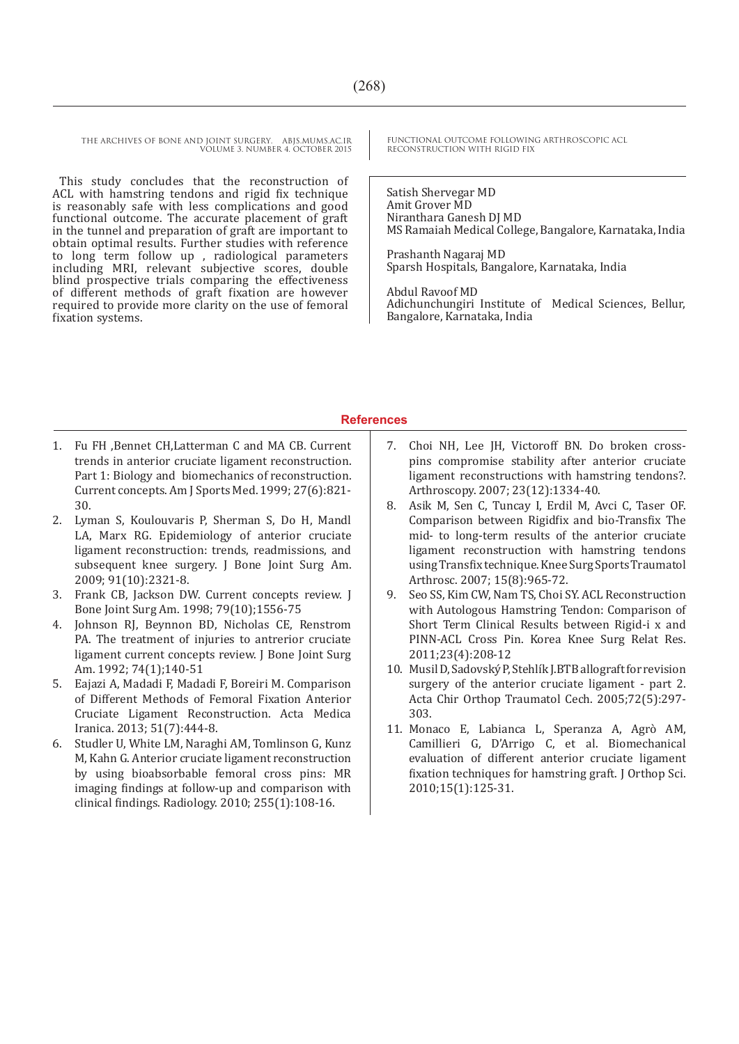This study concludes that the reconstruction of ACL with hamstring tendons and rigid fix technique is reasonably safe with less complications and good functional outcome. The accurate placement of graft in the tunnel and preparation of graft are important to obtain optimal results. Further studies with reference to long term follow up , radiological parameters including MRI, relevant subjective scores, double blind prospective trials comparing the effectiveness of different methods of graft fixation are however required to provide more clarity on the use of femoral fixation systems.

Satish Shervegar MD
Amit Grover MD
Niranthara Ganesh DJ MD
MS Ramaiah Medical College, Bangalore, Karnataka, India

Prashanth Nagaraj MD
Sparsh Hospitals, Bangalore, Karnataka, India

Abdul Ravoof MD
Adichunchungiri Institute of Medical Sciences, Bellur, Bangalore, Karnataka, India

## References

1. Fu FH ,Bennet CH,Latterman C and MA CB. Current trends in anterior cruciate ligament reconstruction. Part 1: Biology and biomechanics of reconstruction. Current concepts. Am J Sports Med. 1999; 27(6):821-30.
2. Lyman S, Koulouvaris P, Sherman S, Do H, Mandl LA, Marx RG. Epidemiology of anterior cruciate ligament reconstruction: trends, readmissions, and subsequent knee surgery. J Bone Joint Surg Am. 2009; 91(10):2321-8.
3. Frank CB, Jackson DW. Current concepts review. J Bone Joint Surg Am. 1998; 79(10);1556-75
4. Johnson RJ, Beynnon BD, Nicholas CE, Renstrom PA. The treatment of injuries to antrerior cruciate ligament current concepts review. J Bone Joint Surg Am. 1992; 74(1);140-51
5. Eajazi A, Madadi F, Madadi F, Boreiri M. Comparison of Different Methods of Femoral Fixation Anterior Cruciate Ligament Reconstruction. Acta Medica Iranica. 2013; 51(7):444-8.
6. Studler U, White LM, Naraghi AM, Tomlinson G, Kunz M, Kahn G. Anterior cruciate ligament reconstruction by using bioabsorbable femoral cross pins: MR imaging findings at follow-up and comparison with clinical findings. Radiology. 2010; 255(1):108-16.
7. Choi NH, Lee JH, Victoroff BN. Do broken cross-pins compromise stability after anterior cruciate ligament reconstructions with hamstring tendons?. Arthroscopy. 2007; 23(12):1334-40.
8. Asik M, Sen C, Tuncay I, Erdil M, Avci C, Taser OF. Comparison between Rigidfix and bio-Transfix The mid- to long-term results of the anterior cruciate ligament reconstruction with hamstring tendons using Transfix technique. Knee Surg Sports Traumatol Arthrosc. 2007; 15(8):965-72.
9. Seo SS, Kim CW, Nam TS, Choi SY. ACL Reconstruction with Autologous Hamstring Tendon: Comparison of Short Term Clinical Results between Rigid-i x and PINN-ACL Cross Pin. Korea Knee Surg Relat Res. 2011;23(4):208-12
10. Musil D, Sadovský P, Stehlík J.BTB allograft for revision surgery of the anterior cruciate ligament - part 2. Acta Chir Orthop Traumatol Cech. 2005;72(5):297-303.
11. Monaco E, Labianca L, Speranza A, Agrò AM, Camillieri G, D'Arrigo C, et al. Biomechanical evaluation of different anterior cruciate ligament fixation techniques for hamstring graft. J Orthop Sci. 2010;15(1):125-31.